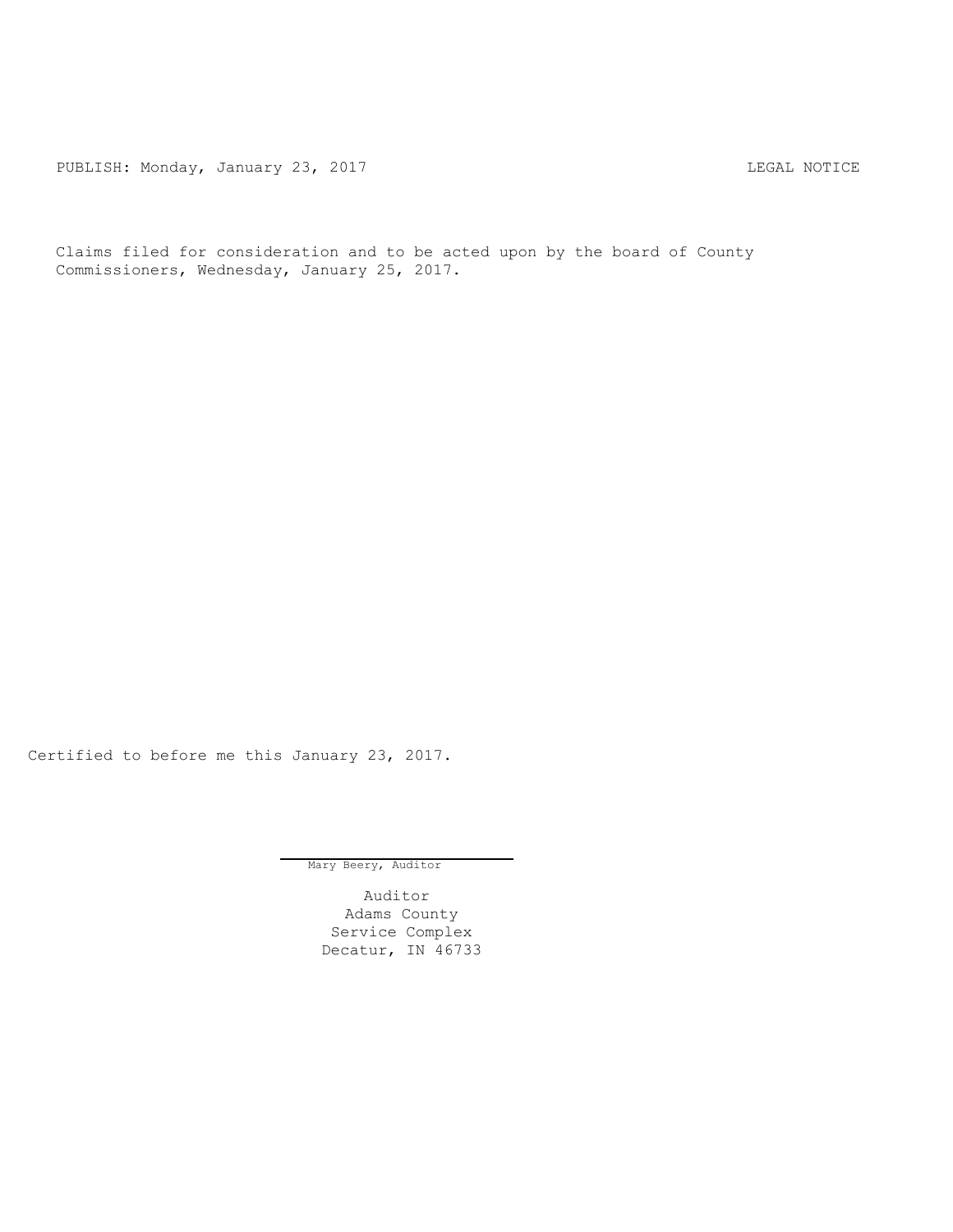PUBLISH: Monday, January 23, 2017 LEGAL NOTICE

Claims filed for consideration and to be acted upon by the board of County Commissioners, Wednesday, January 25, 2017.

Certified to before me this January 23, 2017.

Mary Beery, Auditor

Auditor
Adams County
Service Complex
Decatur, IN 46733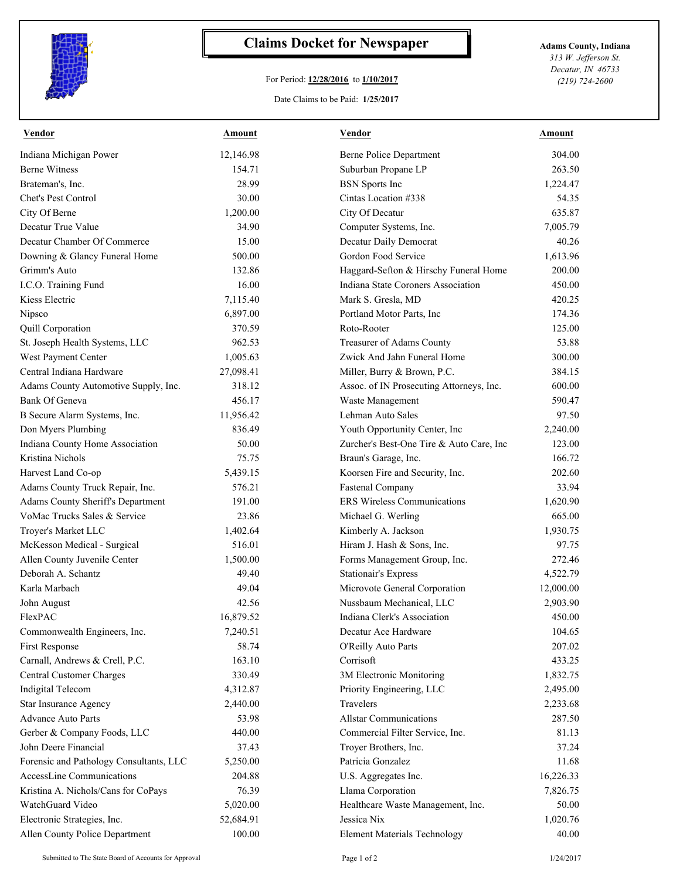# Claims Docket for Newspaper

For Period: **12/28/2016** to **1/10/2017**

Date Claims to be Paid: **1/25/2017**

**Adams County, Indiana**
*313 W. Jefferson St.*
*Decatur, IN 46733*
*(219) 724-2600*

| Vendor | Amount | Vendor | Amount |
|---|---|---|---|
| Indiana Michigan Power | 12,146.98 | Berne Police Department | 304.00 |
| Berne Witness | 154.71 | Suburban Propane LP | 263.50 |
| Brateman's, Inc. | 28.99 | BSN Sports Inc | 1,224.47 |
| Chet's Pest Control | 30.00 | Cintas Location #338 | 54.35 |
| City Of Berne | 1,200.00 | City Of Decatur | 635.87 |
| Decatur True Value | 34.90 | Computer Systems, Inc. | 7,005.79 |
| Decatur Chamber Of Commerce | 15.00 | Decatur Daily Democrat | 40.26 |
| Downing & Glancy Funeral Home | 500.00 | Gordon Food Service | 1,613.96 |
| Grimm's Auto | 132.86 | Haggard-Sefton & Hirschy Funeral Home | 200.00 |
| I.C.O. Training Fund | 16.00 | Indiana State Coroners Association | 450.00 |
| Kiess Electric | 7,115.40 | Mark S. Gresla, MD | 420.25 |
| Nipsco | 6,897.00 | Portland Motor Parts, Inc | 174.36 |
| Quill Corporation | 370.59 | Roto-Rooter | 125.00 |
| St. Joseph Health Systems, LLC | 962.53 | Treasurer of Adams County | 53.88 |
| West Payment Center | 1,005.63 | Zwick And Jahn Funeral Home | 300.00 |
| Central Indiana Hardware | 27,098.41 | Miller, Burry & Brown, P.C. | 384.15 |
| Adams County Automotive Supply, Inc. | 318.12 | Assoc. of IN Prosecuting Attorneys, Inc. | 600.00 |
| Bank Of Geneva | 456.17 | Waste Management | 590.47 |
| B Secure Alarm Systems, Inc. | 11,956.42 | Lehman Auto Sales | 97.50 |
| Don Myers Plumbing | 836.49 | Youth Opportunity Center, Inc | 2,240.00 |
| Indiana County Home Association | 50.00 | Zurcher's Best-One Tire & Auto Care, Inc | 123.00 |
| Kristina Nichols | 75.75 | Braun's Garage, Inc. | 166.72 |
| Harvest Land Co-op | 5,439.15 | Koorsen Fire and Security, Inc. | 202.60 |
| Adams County Truck Repair, Inc. | 576.21 | Fastenal Company | 33.94 |
| Adams County Sheriff's Department | 191.00 | ERS Wireless Communications | 1,620.90 |
| VoMac Trucks Sales & Service | 23.86 | Michael G. Werling | 665.00 |
| Troyer's Market LLC | 1,402.64 | Kimberly A. Jackson | 1,930.75 |
| McKesson Medical - Surgical | 516.01 | Hiram J. Hash & Sons, Inc. | 97.75 |
| Allen County Juvenile Center | 1,500.00 | Forms Management Group, Inc. | 272.46 |
| Deborah A. Schantz | 49.40 | Stationair's Express | 4,522.79 |
| Karla Marbach | 49.04 | Microvote General Corporation | 12,000.00 |
| John August | 42.56 | Nussbaum Mechanical, LLC | 2,903.90 |
| FlexPAC | 16,879.52 | Indiana Clerk's Association | 450.00 |
| Commonwealth Engineers, Inc. | 7,240.51 | Decatur Ace Hardware | 104.65 |
| First Response | 58.74 | O'Reilly Auto Parts | 207.02 |
| Carnall, Andrews & Crell, P.C. | 163.10 | Corrisoft | 433.25 |
| Central Customer Charges | 330.49 | 3M Electronic Monitoring | 1,832.75 |
| Indigital Telecom | 4,312.87 | Priority Engineering, LLC | 2,495.00 |
| Star Insurance Agency | 2,440.00 | Travelers | 2,233.68 |
| Advance Auto Parts | 53.98 | Allstar Communications | 287.50 |
| Gerber & Company Foods, LLC | 440.00 | Commercial Filter Service, Inc. | 81.13 |
| John Deere Financial | 37.43 | Troyer Brothers, Inc. | 37.24 |
| Forensic and Pathology Consultants, LLC | 5,250.00 | Patricia Gonzalez | 11.68 |
| AccessLine Communications | 204.88 | U.S. Aggregates Inc. | 16,226.33 |
| Kristina A. Nichols/Cans for CoPays | 76.39 | Llama Corporation | 7,826.75 |
| WatchGuard Video | 5,020.00 | Healthcare Waste Management, Inc. | 50.00 |
| Electronic Strategies, Inc. | 52,684.91 | Jessica Nix | 1,020.76 |
| Allen County Police Department | 100.00 | Element Materials Technology | 40.00 |

Submitted to The State Board of Accounts for Approval — 1/24/2017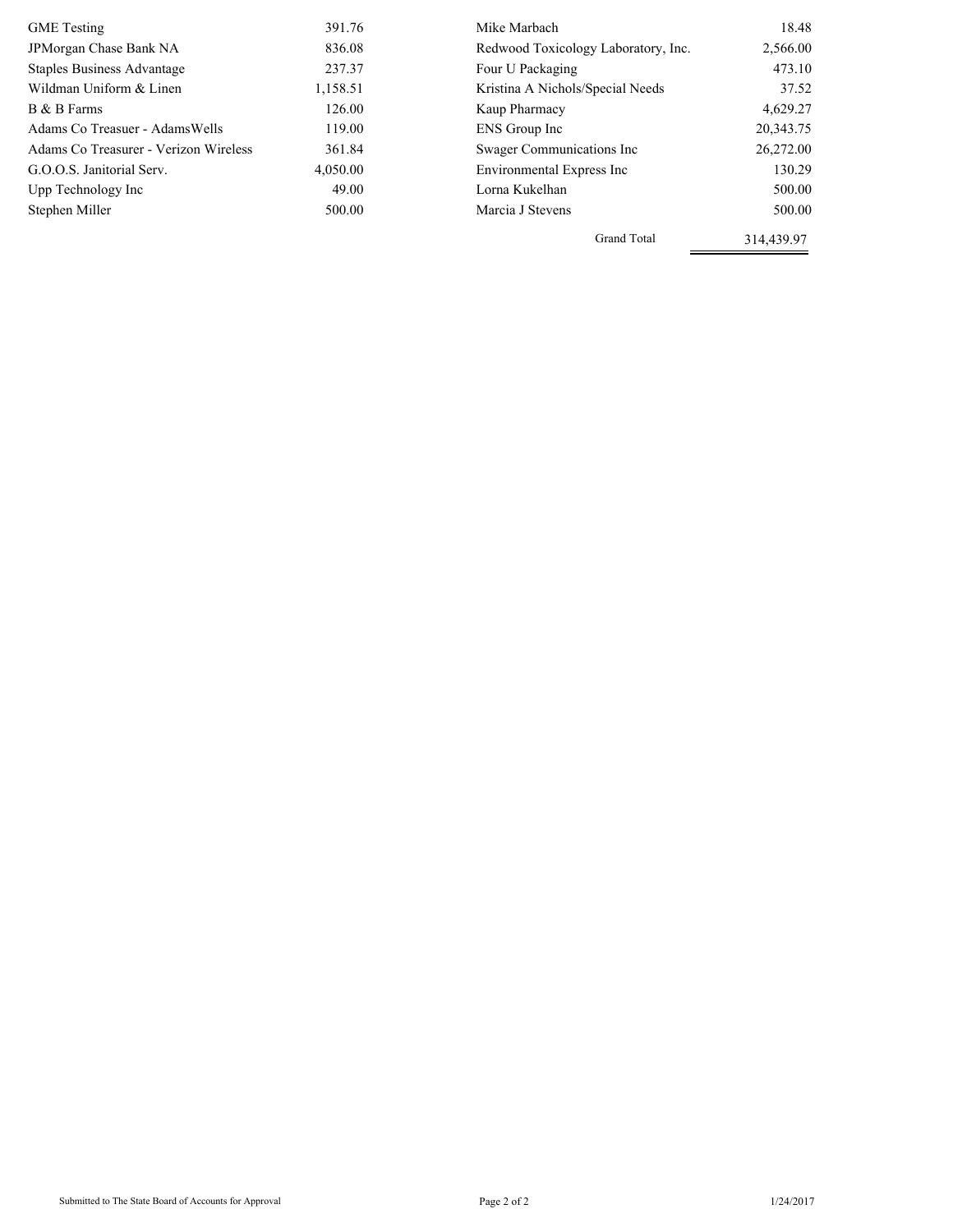| | | | |
|---|---|---|---|
| GME Testing | 391.76 | Mike Marbach | 18.48 |
| JPMorgan Chase Bank NA | 836.08 | Redwood Toxicology Laboratory, Inc. | 2,566.00 |
| Staples Business Advantage | 237.37 | Four U Packaging | 473.10 |
| Wildman Uniform & Linen | 1,158.51 | Kristina A Nichols/Special Needs | 37.52 |
| B & B Farms | 126.00 | Kaup Pharmacy | 4,629.27 |
| Adams Co Treasuer - AdamsWells | 119.00 | ENS Group Inc | 20,343.75 |
| Adams Co Treasurer - Verizon Wireless | 361.84 | Swager Communications Inc | 26,272.00 |
| G.O.O.S. Janitorial Serv. | 4,050.00 | Environmental Express Inc | 130.29 |
| Upp Technology Inc | 49.00 | Lorna Kukelhan | 500.00 |
| Stephen Miller | 500.00 | Marcia J Stevens | 500.00 |
| | | Grand Total | 314,439.97 |

Submitted to The State Board of Accounts for Approval

1/24/2017